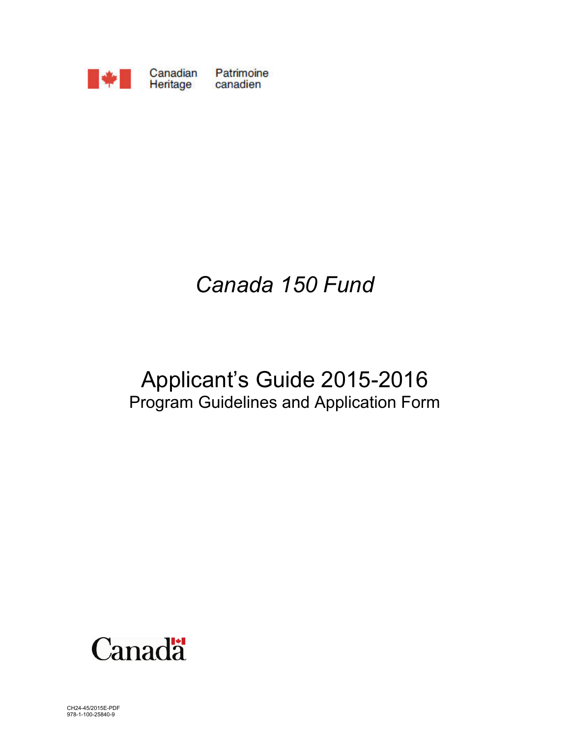Canadian Heritage Patrimoine canadien

# *Canada 150 Fund*

## Applicant's Guide 2015-2016

Program Guidelines and Application Form

Canada

CH24-45/2015E-PDF
978-1-100-25840-9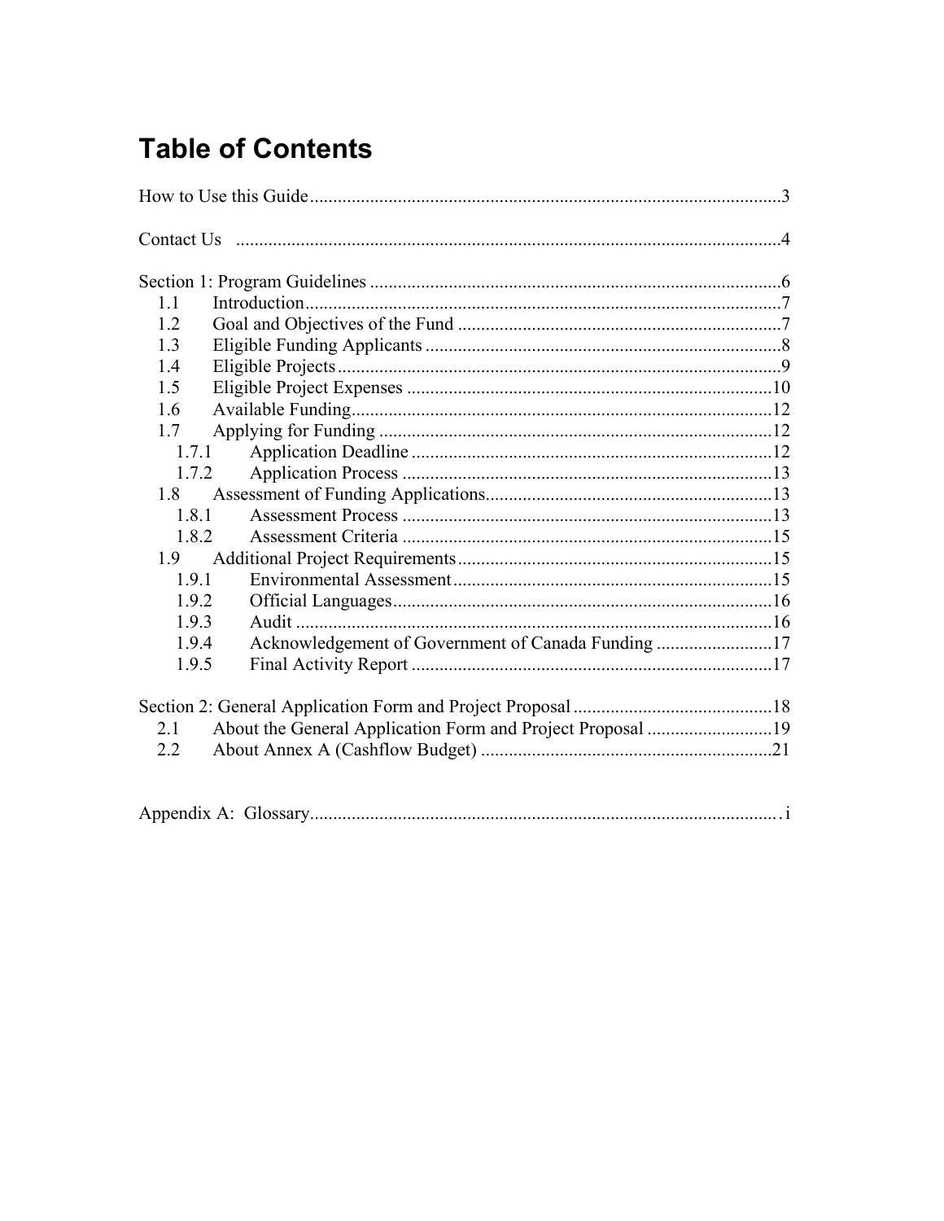# Table of Contents

How to Use this Guide ........................................................................................3

Contact Us ........................................................................................................4

Section 1: Program Guidelines ..........................................................................6

- 1.1 Introduction ..........................................................................................7
- 1.2 Goal and Objectives of the Fund .........................................................7
- 1.3 Eligible Funding Applicants ................................................................8
- 1.4 Eligible Projects ...................................................................................9
- 1.5 Eligible Project Expenses ...................................................................10
- 1.6 Available Funding ..............................................................................12
- 1.7 Applying for Funding .........................................................................12
  - 1.7.1 Application Deadline ..................................................................12
  - 1.7.2 Application Process ....................................................................13
- 1.8 Assessment of Funding Applications ..................................................13
  - 1.8.1 Assessment Process ....................................................................13
  - 1.8.2 Assessment Criteria ....................................................................15
- 1.9 Additional Project Requirements ........................................................15
  - 1.9.1 Environmental Assessment .........................................................15
  - 1.9.2 Official Languages .....................................................................16
  - 1.9.3 Audit ..........................................................................................16
  - 1.9.4 Acknowledgement of Government of Canada Funding ...............17
  - 1.9.5 Final Activity Report ..................................................................17

Section 2: General Application Form and Project Proposal ...............................18

- 2.1 About the General Application Form and Project Proposal ................19
- 2.2 About Annex A (Cashflow Budget) ....................................................21

Appendix A: Glossary ........................................................................................ i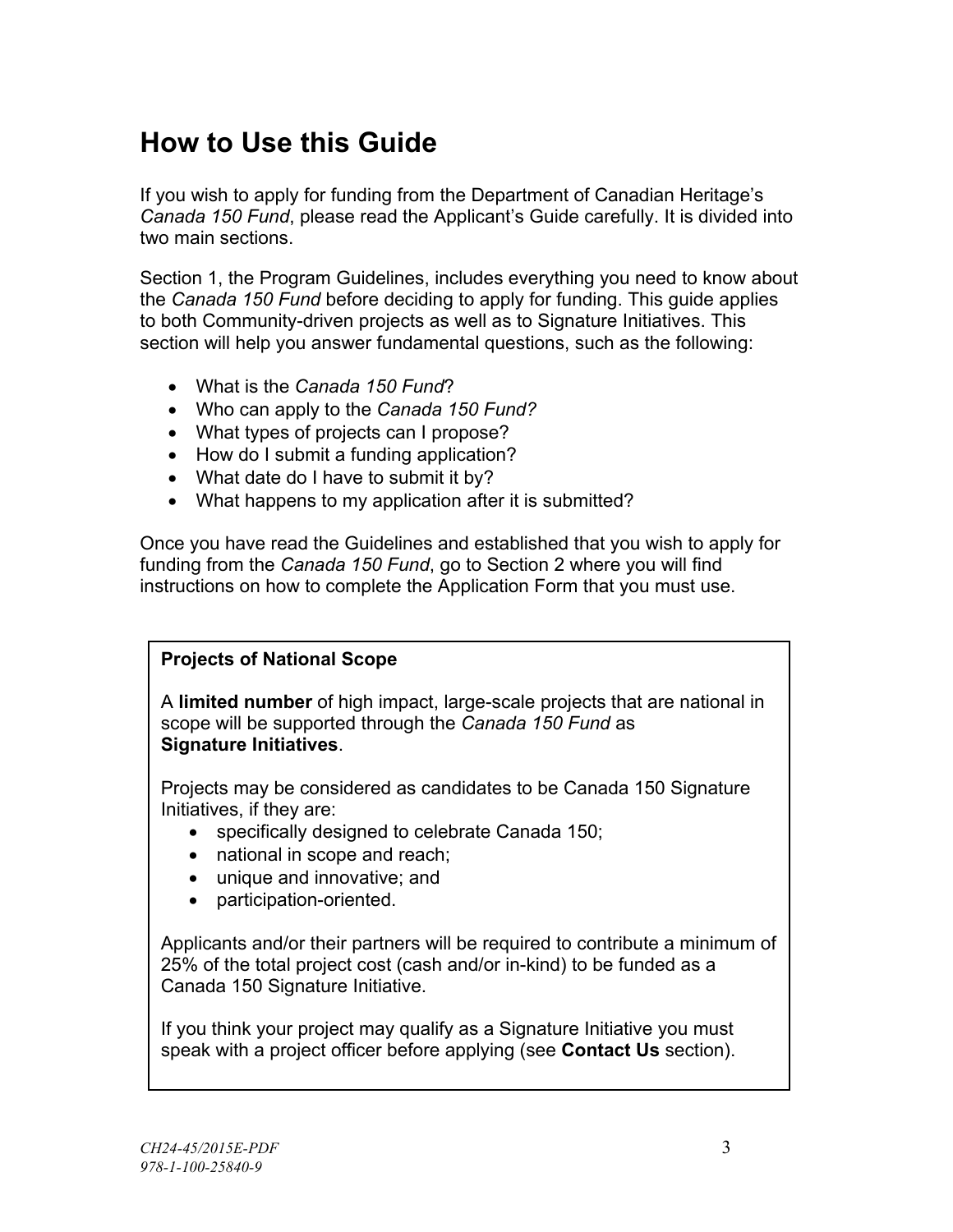# How to Use this Guide

If you wish to apply for funding from the Department of Canadian Heritage's *Canada 150 Fund*, please read the Applicant's Guide carefully. It is divided into two main sections.

Section 1, the Program Guidelines, includes everything you need to know about the *Canada 150 Fund* before deciding to apply for funding. This guide applies to both Community-driven projects as well as to Signature Initiatives. This section will help you answer fundamental questions, such as the following:

- What is the *Canada 150 Fund*?
- Who can apply to the *Canada 150 Fund?*
- What types of projects can I propose?
- How do I submit a funding application?
- What date do I have to submit it by?
- What happens to my application after it is submitted?

Once you have read the Guidelines and established that you wish to apply for funding from the *Canada 150 Fund*, go to Section 2 where you will find instructions on how to complete the Application Form that you must use.

**Projects of National Scope**

A **limited number** of high impact, large-scale projects that are national in scope will be supported through the *Canada 150 Fund* as **Signature Initiatives**.

Projects may be considered as candidates to be Canada 150 Signature Initiatives, if they are:

- specifically designed to celebrate Canada 150;
- national in scope and reach;
- unique and innovative; and
- participation-oriented.

Applicants and/or their partners will be required to contribute a minimum of 25% of the total project cost (cash and/or in-kind) to be funded as a Canada 150 Signature Initiative.

If you think your project may qualify as a Signature Initiative you must speak with a project officer before applying (see **Contact Us** section).

*CH24-45/2015E-PDF*
*978-1-100-25840-9*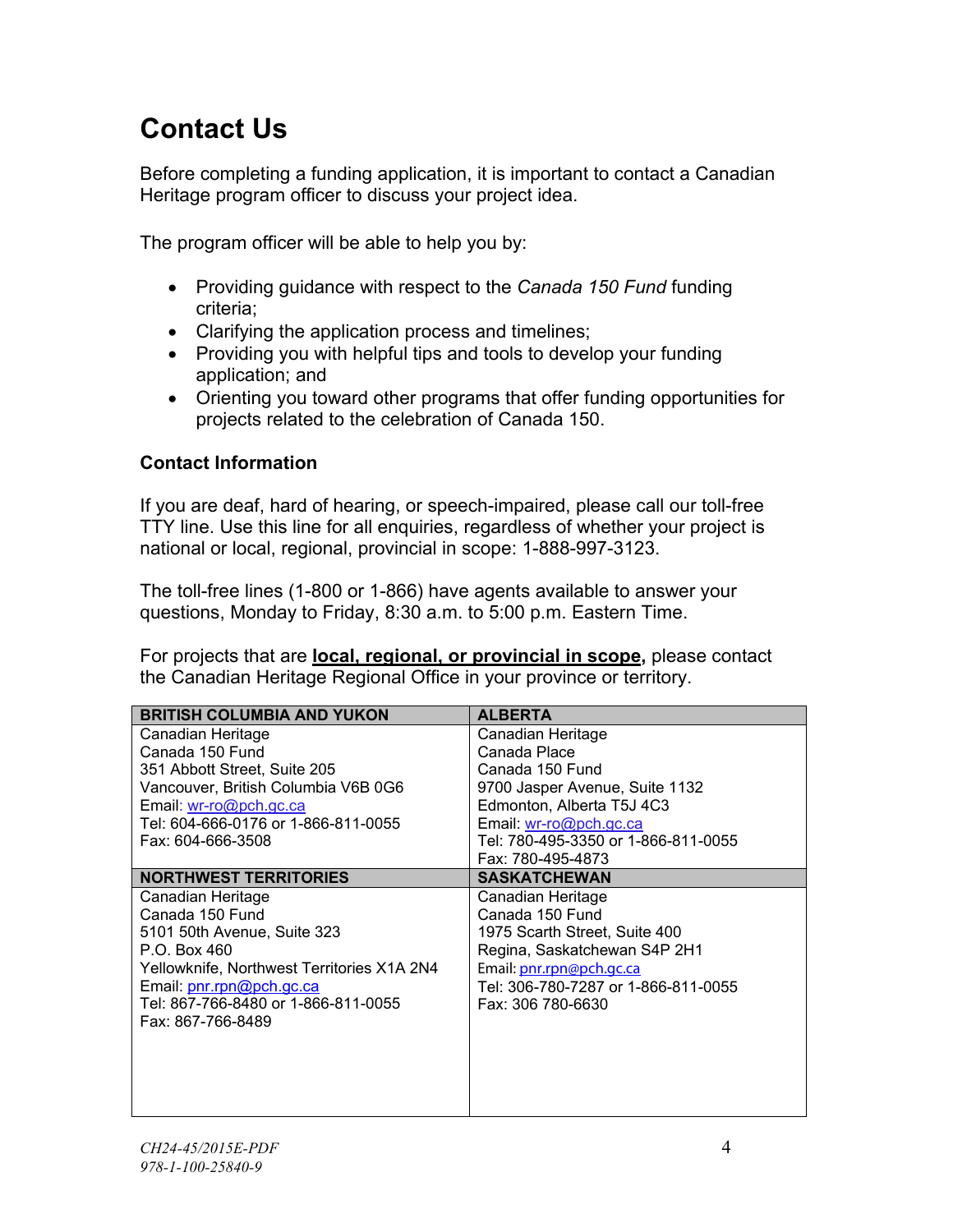# Contact Us

Before completing a funding application, it is important to contact a Canadian Heritage program officer to discuss your project idea.

The program officer will be able to help you by:

- Providing guidance with respect to the *Canada 150 Fund* funding criteria;
- Clarifying the application process and timelines;
- Providing you with helpful tips and tools to develop your funding application; and
- Orienting you toward other programs that offer funding opportunities for projects related to the celebration of Canada 150.

### Contact Information

If you are deaf, hard of hearing, or speech-impaired, please call our toll-free TTY line. Use this line for all enquiries, regardless of whether your project is national or local, regional, provincial in scope: 1-888-997-3123.

The toll-free lines (1-800 or 1-866) have agents available to answer your questions, Monday to Friday, 8:30 a.m. to 5:00 p.m. Eastern Time.

For projects that are **local, regional, or provincial in scope,** please contact the Canadian Heritage Regional Office in your province or territory.

| BRITISH COLUMBIA AND YUKON | ALBERTA |
|---|---|
| Canadian Heritage<br>Canada 150 Fund<br>351 Abbott Street, Suite 205<br>Vancouver, British Columbia V6B 0G6<br>Email: wr-ro@pch.gc.ca<br>Tel: 604-666-0176 or 1-866-811-0055<br>Fax: 604-666-3508 | Canadian Heritage<br>Canada Place<br>Canada 150 Fund<br>9700 Jasper Avenue, Suite 1132<br>Edmonton, Alberta T5J 4C3<br>Email: wr-ro@pch.gc.ca<br>Tel: 780-495-3350 or 1-866-811-0055<br>Fax: 780-495-4873 |
| **NORTHWEST TERRITORIES** | **SASKATCHEWAN** |
| Canadian Heritage<br>Canada 150 Fund<br>5101 50th Avenue, Suite 323<br>P.O. Box 460<br>Yellowknife, Northwest Territories X1A 2N4<br>Email: pnr.rpn@pch.gc.ca<br>Tel: 867-766-8480 or 1-866-811-0055<br>Fax: 867-766-8489 | Canadian Heritage<br>Canada 150 Fund<br>1975 Scarth Street, Suite 400<br>Regina, Saskatchewan S4P 2H1<br>Email: pnr.rpn@pch.gc.ca<br>Tel: 306-780-7287 or 1-866-811-0055<br>Fax: 306 780-6630 |

*CH24-45/2015E-PDF*
*978-1-100-25840-9*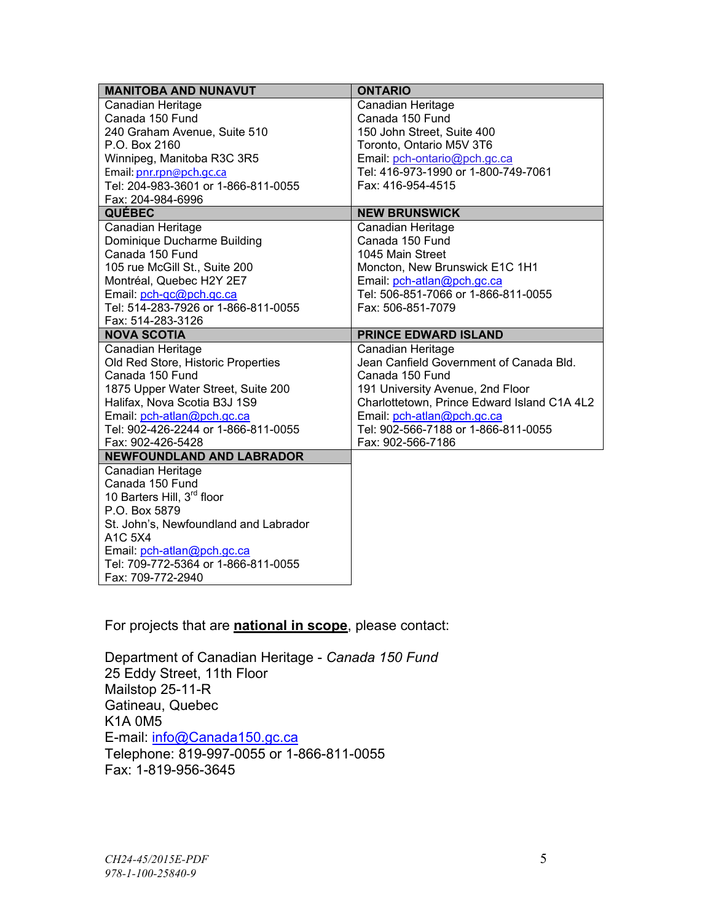| MANITOBA AND NUNAVUT | ONTARIO |
|---|---|
| Canadian Heritage<br>Canada 150 Fund<br>240 Graham Avenue, Suite 510<br>P.O. Box 2160<br>Winnipeg, Manitoba R3C 3R5<br>Email: pnr.rpn@pch.gc.ca<br>Tel: 204-983-3601 or 1-866-811-0055<br>Fax: 204-984-6996 | Canadian Heritage<br>Canada 150 Fund<br>150 John Street, Suite 400<br>Toronto, Ontario M5V 3T6<br>Email: pch-ontario@pch.gc.ca<br>Tel: 416-973-1990 or 1-800-749-7061<br>Fax: 416-954-4515 |
| **QUÉBEC** | **NEW BRUNSWICK** |
| Canadian Heritage<br>Dominique Ducharme Building<br>Canada 150 Fund<br>105 rue McGill St., Suite 200<br>Montréal, Quebec H2Y 2E7<br>Email: pch-qc@pch.gc.ca<br>Tel: 514-283-7926 or 1-866-811-0055<br>Fax: 514-283-3126 | Canadian Heritage<br>Canada 150 Fund<br>1045 Main Street<br>Moncton, New Brunswick E1C 1H1<br>Email: pch-atlan@pch.gc.ca<br>Tel: 506-851-7066 or 1-866-811-0055<br>Fax: 506-851-7079 |
| **NOVA SCOTIA** | **PRINCE EDWARD ISLAND** |
| Canadian Heritage<br>Old Red Store, Historic Properties<br>Canada 150 Fund<br>1875 Upper Water Street, Suite 200<br>Halifax, Nova Scotia B3J 1S9<br>Email: pch-atlan@pch.gc.ca<br>Tel: 902-426-2244 or 1-866-811-0055<br>Fax: 902-426-5428 | Canadian Heritage<br>Jean Canfield Government of Canada Bld.<br>Canada 150 Fund<br>191 University Avenue, 2nd Floor<br>Charlottetown, Prince Edward Island C1A 4L2<br>Email: pch-atlan@pch.gc.ca<br>Tel: 902-566-7188 or 1-866-811-0055<br>Fax: 902-566-7186 |
| **NEWFOUNDLAND AND LABRADOR** | |
| Canadian Heritage<br>Canada 150 Fund<br>10 Barters Hill, 3rd floor<br>P.O. Box 5879<br>St. John's, Newfoundland and Labrador<br>A1C 5X4<br>Email: pch-atlan@pch.gc.ca<br>Tel: 709-772-5364 or 1-866-811-0055<br>Fax: 709-772-2940 | |

For projects that are **national in scope**, please contact:

Department of Canadian Heritage - *Canada 150 Fund*
25 Eddy Street, 11th Floor
Mailstop 25-11-R
Gatineau, Quebec
K1A 0M5
E-mail: info@Canada150.gc.ca
Telephone: 819-997-0055 or 1-866-811-0055
Fax: 1-819-956-3645

*CH24-45/2015E-PDF*
*978-1-100-25840-9*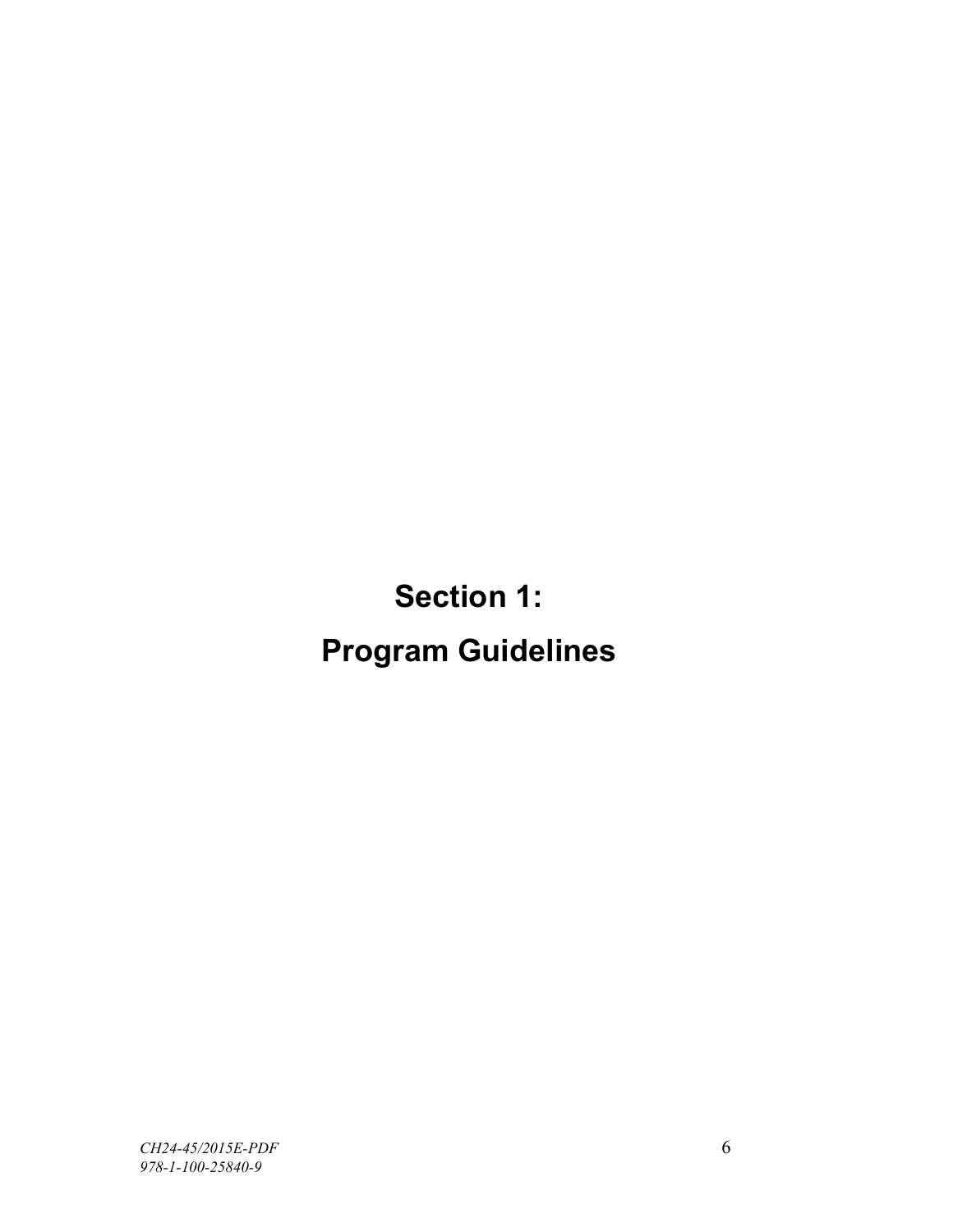# Section 1:
# Program Guidelines

*CH24-45/2015E-PDF*
*978-1-100-25840-9*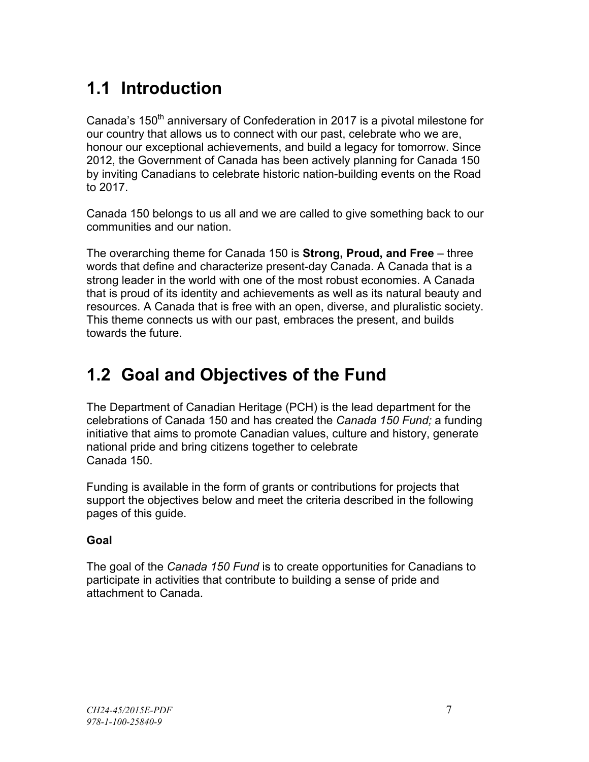## 1.1 Introduction

Canada's 150th anniversary of Confederation in 2017 is a pivotal milestone for our country that allows us to connect with our past, celebrate who we are, honour our exceptional achievements, and build a legacy for tomorrow. Since 2012, the Government of Canada has been actively planning for Canada 150 by inviting Canadians to celebrate historic nation-building events on the Road to 2017.

Canada 150 belongs to us all and we are called to give something back to our communities and our nation.

The overarching theme for Canada 150 is **Strong, Proud, and Free** – three words that define and characterize present-day Canada. A Canada that is a strong leader in the world with one of the most robust economies. A Canada that is proud of its identity and achievements as well as its natural beauty and resources. A Canada that is free with an open, diverse, and pluralistic society. This theme connects us with our past, embraces the present, and builds towards the future.

## 1.2 Goal and Objectives of the Fund

The Department of Canadian Heritage (PCH) is the lead department for the celebrations of Canada 150 and has created the *Canada 150 Fund;* a funding initiative that aims to promote Canadian values, culture and history, generate national pride and bring citizens together to celebrate Canada 150.

Funding is available in the form of grants or contributions for projects that support the objectives below and meet the criteria described in the following pages of this guide.

**Goal**

The goal of the *Canada 150 Fund* is to create opportunities for Canadians to participate in activities that contribute to building a sense of pride and attachment to Canada.

*CH24-45/2015E-PDF*
*978-1-100-25840-9*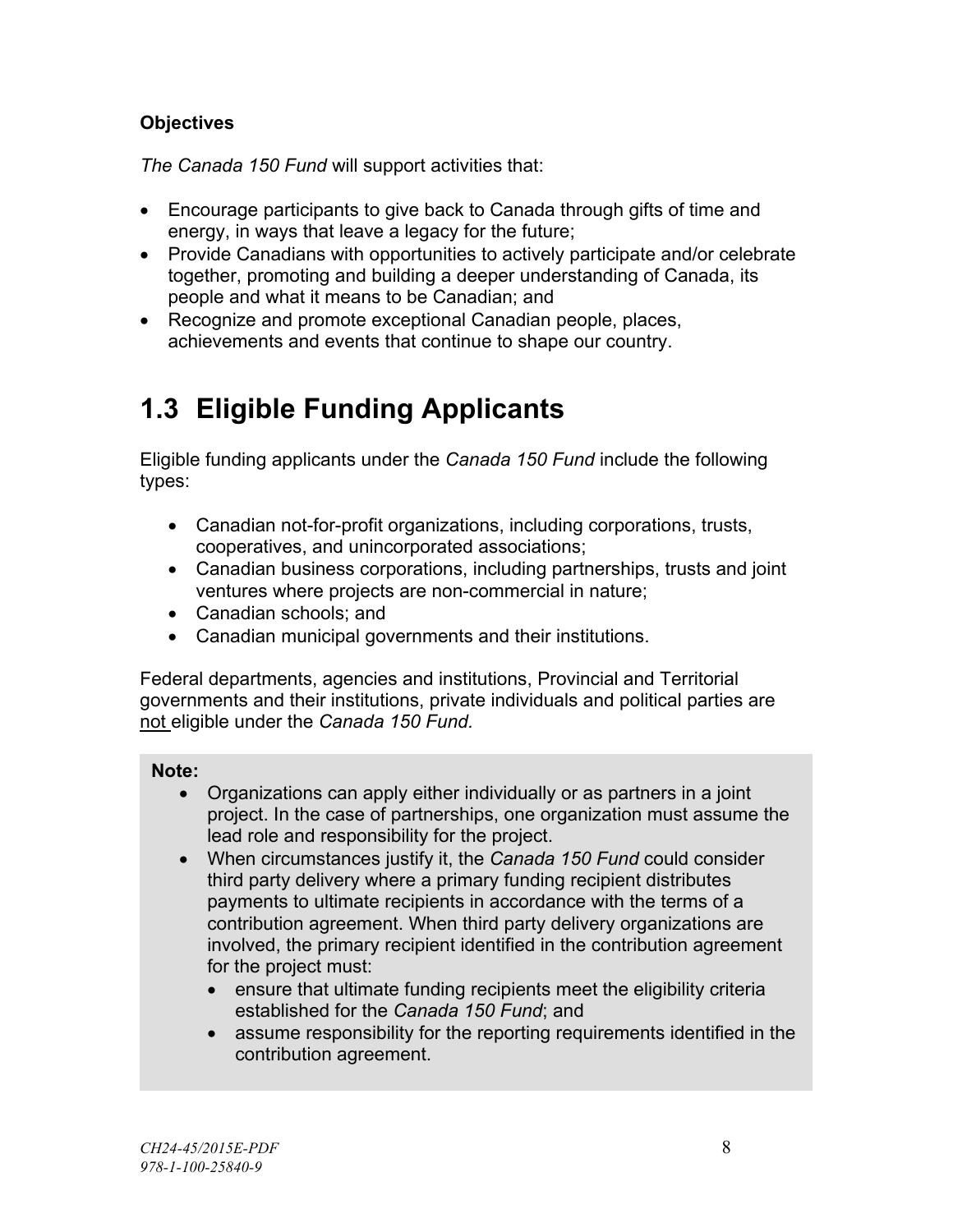**Objectives**

*The Canada 150 Fund* will support activities that:

- Encourage participants to give back to Canada through gifts of time and energy, in ways that leave a legacy for the future;
- Provide Canadians with opportunities to actively participate and/or celebrate together, promoting and building a deeper understanding of Canada, its people and what it means to be Canadian; and
- Recognize and promote exceptional Canadian people, places, achievements and events that continue to shape our country.

# 1.3 Eligible Funding Applicants

Eligible funding applicants under the *Canada 150 Fund* include the following types:

- Canadian not-for-profit organizations, including corporations, trusts, cooperatives, and unincorporated associations;
- Canadian business corporations, including partnerships, trusts and joint ventures where projects are non-commercial in nature;
- Canadian schools; and
- Canadian municipal governments and their institutions.

Federal departments, agencies and institutions, Provincial and Territorial governments and their institutions, private individuals and political parties are <u>not</u> eligible under the *Canada 150 Fund*.

> **Note:**
> - Organizations can apply either individually or as partners in a joint project. In the case of partnerships, one organization must assume the lead role and responsibility for the project.
> - When circumstances justify it, the *Canada 150 Fund* could consider third party delivery where a primary funding recipient distributes payments to ultimate recipients in accordance with the terms of a contribution agreement. When third party delivery organizations are involved, the primary recipient identified in the contribution agreement for the project must:
>   - ensure that ultimate funding recipients meet the eligibility criteria established for the *Canada 150 Fund*; and
>   - assume responsibility for the reporting requirements identified in the contribution agreement.

*CH24-45/2015E-PDF*
*978-1-100-25840-9*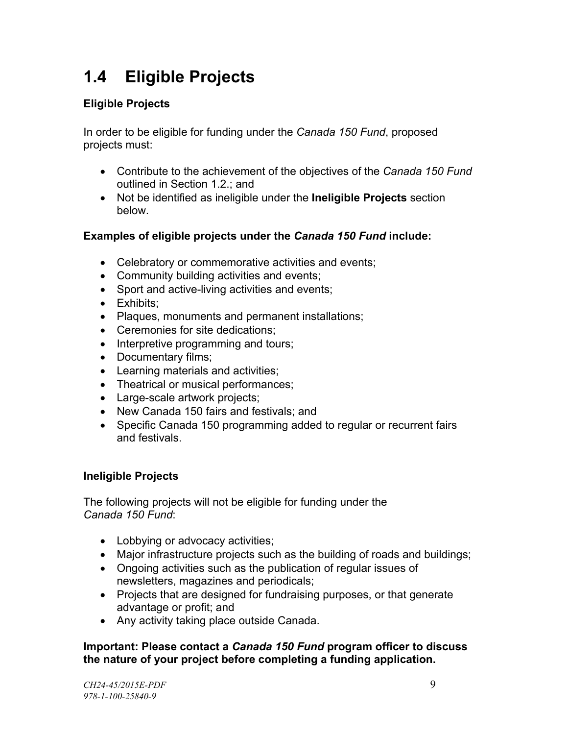# 1.4 Eligible Projects

**Eligible Projects**

In order to be eligible for funding under the *Canada 150 Fund*, proposed projects must:

- Contribute to the achievement of the objectives of the *Canada 150 Fund* outlined in Section 1.2.; and
- Not be identified as ineligible under the **Ineligible Projects** section below.

**Examples of eligible projects under the *Canada 150 Fund* include:**

- Celebratory or commemorative activities and events;
- Community building activities and events;
- Sport and active-living activities and events;
- Exhibits;
- Plaques, monuments and permanent installations;
- Ceremonies for site dedications;
- Interpretive programming and tours;
- Documentary films;
- Learning materials and activities;
- Theatrical or musical performances;
- Large-scale artwork projects;
- New Canada 150 fairs and festivals; and
- Specific Canada 150 programming added to regular or recurrent fairs and festivals.

**Ineligible Projects**

The following projects will not be eligible for funding under the *Canada 150 Fund*:

- Lobbying or advocacy activities;
- Major infrastructure projects such as the building of roads and buildings;
- Ongoing activities such as the publication of regular issues of newsletters, magazines and periodicals;
- Projects that are designed for fundraising purposes, or that generate advantage or profit; and
- Any activity taking place outside Canada.

**Important: Please contact a *Canada 150 Fund* program officer to discuss the nature of your project before completing a funding application.**

*CH24-45/2015E-PDF*
*978-1-100-25840-9*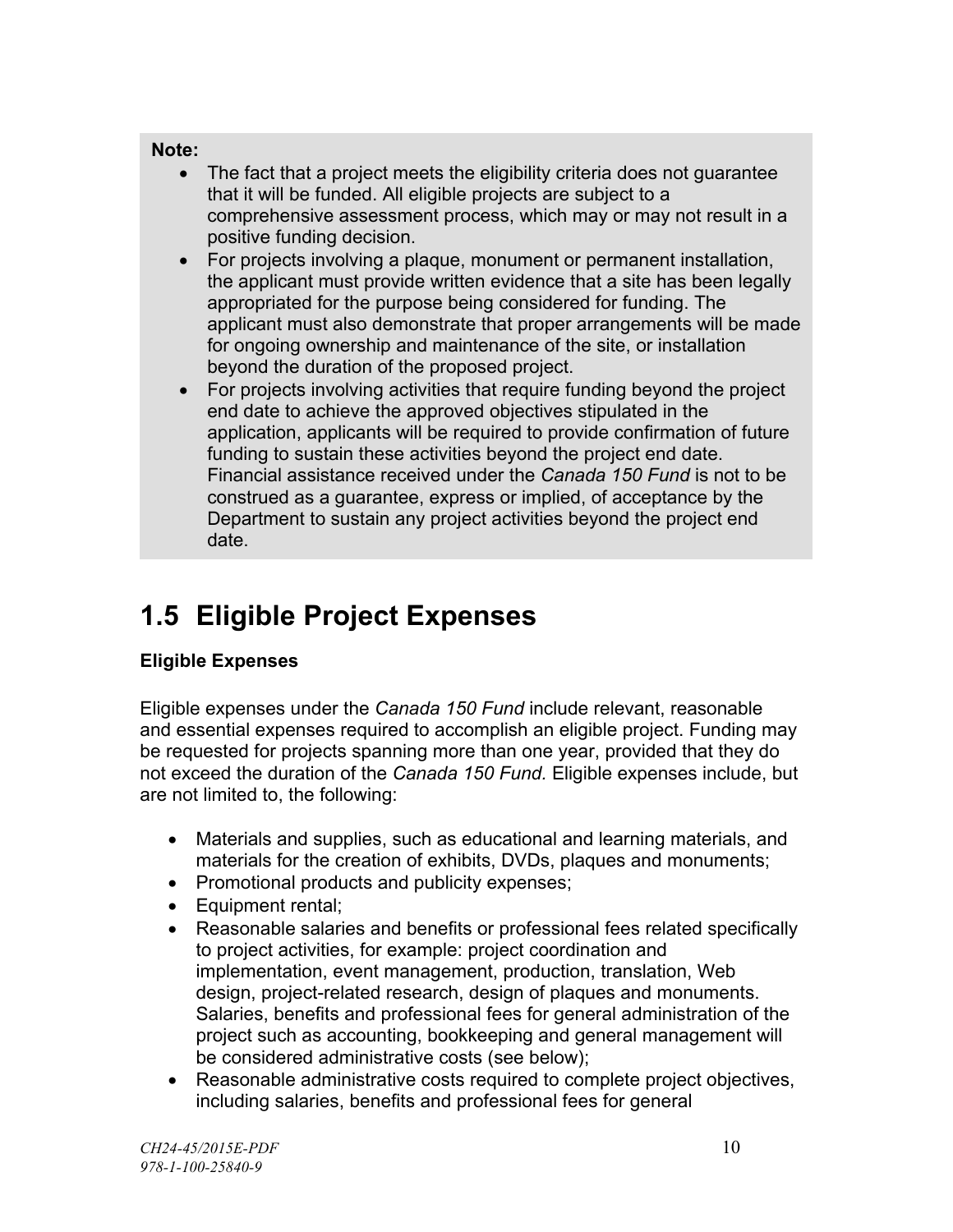**Note:**

- The fact that a project meets the eligibility criteria does not guarantee that it will be funded. All eligible projects are subject to a comprehensive assessment process, which may or may not result in a positive funding decision.
- For projects involving a plaque, monument or permanent installation, the applicant must provide written evidence that a site has been legally appropriated for the purpose being considered for funding. The applicant must also demonstrate that proper arrangements will be made for ongoing ownership and maintenance of the site, or installation beyond the duration of the proposed project.
- For projects involving activities that require funding beyond the project end date to achieve the approved objectives stipulated in the application, applicants will be required to provide confirmation of future funding to sustain these activities beyond the project end date. Financial assistance received under the *Canada 150 Fund* is not to be construed as a guarantee, express or implied, of acceptance by the Department to sustain any project activities beyond the project end date.

## 1.5 Eligible Project Expenses

**Eligible Expenses**

Eligible expenses under the *Canada 150 Fund* include relevant, reasonable and essential expenses required to accomplish an eligible project. Funding may be requested for projects spanning more than one year, provided that they do not exceed the duration of the *Canada 150 Fund.* Eligible expenses include, but are not limited to, the following:

- Materials and supplies, such as educational and learning materials, and materials for the creation of exhibits, DVDs, plaques and monuments;
- Promotional products and publicity expenses;
- Equipment rental;
- Reasonable salaries and benefits or professional fees related specifically to project activities, for example: project coordination and implementation, event management, production, translation, Web design, project-related research, design of plaques and monuments. Salaries, benefits and professional fees for general administration of the project such as accounting, bookkeeping and general management will be considered administrative costs (see below);
- Reasonable administrative costs required to complete project objectives, including salaries, benefits and professional fees for general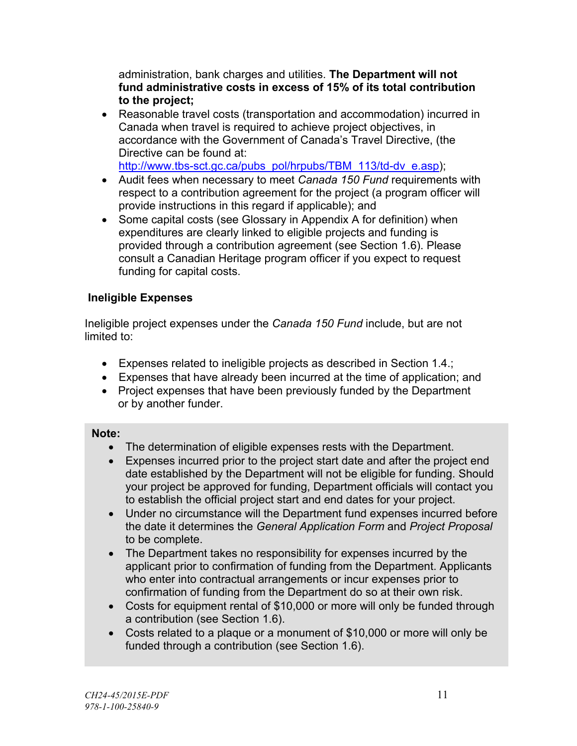administration, bank charges and utilities. **The Department will not fund administrative costs in excess of 15% of its total contribution to the project;**

- Reasonable travel costs (transportation and accommodation) incurred in Canada when travel is required to achieve project objectives, in accordance with the Government of Canada's Travel Directive, (the Directive can be found at: http://www.tbs-sct.gc.ca/pubs_pol/hrpubs/TBM_113/td-dv_e.asp);
- Audit fees when necessary to meet *Canada 150 Fund* requirements with respect to a contribution agreement for the project (a program officer will provide instructions in this regard if applicable); and
- Some capital costs (see Glossary in Appendix A for definition) when expenditures are clearly linked to eligible projects and funding is provided through a contribution agreement (see Section 1.6). Please consult a Canadian Heritage program officer if you expect to request funding for capital costs.

**Ineligible Expenses**

Ineligible project expenses under the *Canada 150 Fund* include, but are not limited to:

- Expenses related to ineligible projects as described in Section 1.4.;
- Expenses that have already been incurred at the time of application; and
- Project expenses that have been previously funded by the Department or by another funder.

**Note:**

- The determination of eligible expenses rests with the Department.
- Expenses incurred prior to the project start date and after the project end date established by the Department will not be eligible for funding. Should your project be approved for funding, Department officials will contact you to establish the official project start and end dates for your project.
- Under no circumstance will the Department fund expenses incurred before the date it determines the *General Application Form* and *Project Proposal* to be complete.
- The Department takes no responsibility for expenses incurred by the applicant prior to confirmation of funding from the Department. Applicants who enter into contractual arrangements or incur expenses prior to confirmation of funding from the Department do so at their own risk.
- Costs for equipment rental of $10,000 or more will only be funded through a contribution (see Section 1.6).
- Costs related to a plaque or a monument of $10,000 or more will only be funded through a contribution (see Section 1.6).

*CH24-45/2015E-PDF*
*978-1-100-25840-9*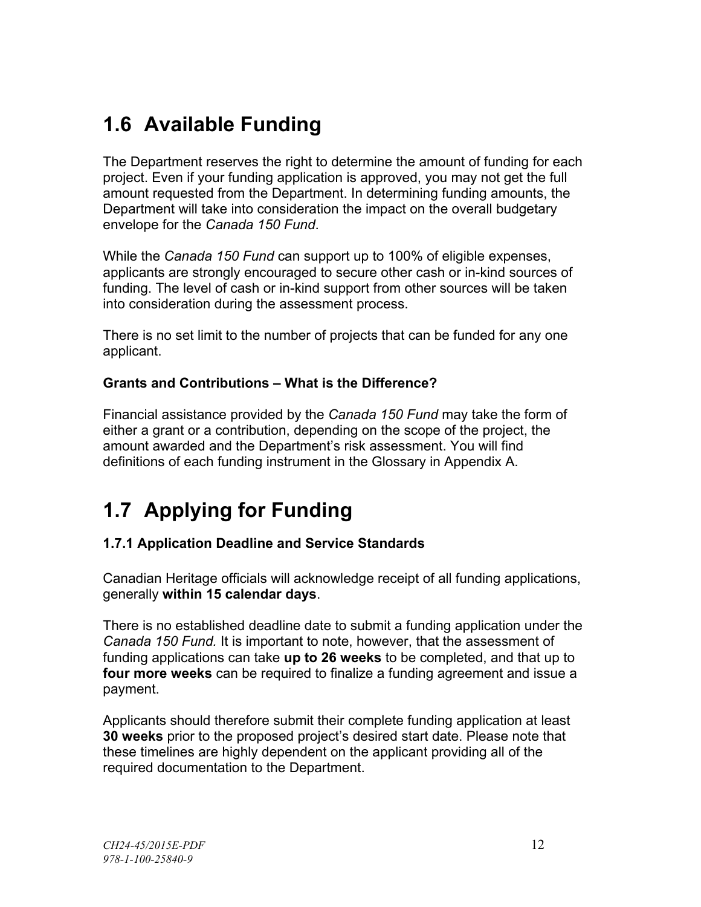## 1.6 Available Funding

The Department reserves the right to determine the amount of funding for each project. Even if your funding application is approved, you may not get the full amount requested from the Department. In determining funding amounts, the Department will take into consideration the impact on the overall budgetary envelope for the *Canada 150 Fund*.

While the *Canada 150 Fund* can support up to 100% of eligible expenses, applicants are strongly encouraged to secure other cash or in-kind sources of funding. The level of cash or in-kind support from other sources will be taken into consideration during the assessment process.

There is no set limit to the number of projects that can be funded for any one applicant.

#### Grants and Contributions – What is the Difference?

Financial assistance provided by the *Canada 150 Fund* may take the form of either a grant or a contribution, depending on the scope of the project, the amount awarded and the Department's risk assessment. You will find definitions of each funding instrument in the Glossary in Appendix A.

## 1.7 Applying for Funding

### 1.7.1 Application Deadline and Service Standards

Canadian Heritage officials will acknowledge receipt of all funding applications, generally **within 15 calendar days**.

There is no established deadline date to submit a funding application under the *Canada 150 Fund.* It is important to note, however, that the assessment of funding applications can take **up to 26 weeks** to be completed, and that up to **four more weeks** can be required to finalize a funding agreement and issue a payment.

Applicants should therefore submit their complete funding application at least **30 weeks** prior to the proposed project's desired start date. Please note that these timelines are highly dependent on the applicant providing all of the required documentation to the Department.

*CH24-45/2015E-PDF*
*978-1-100-25840-9*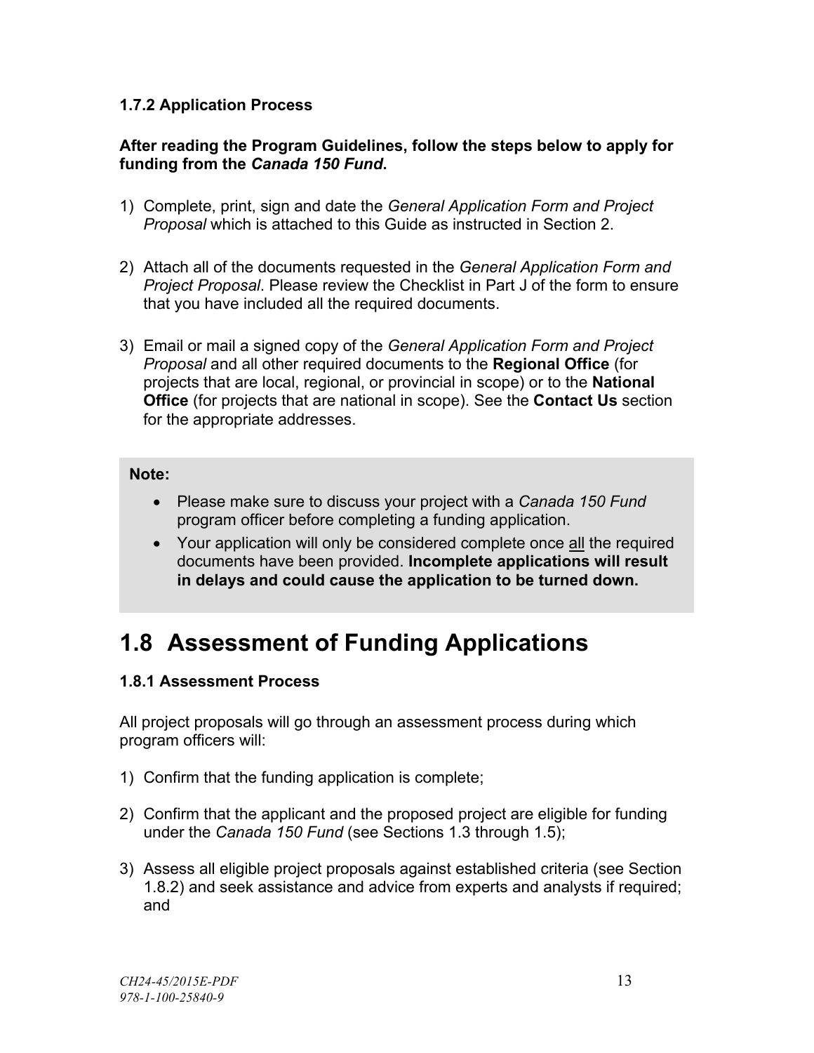### 1.7.2 Application Process

**After reading the Program Guidelines, follow the steps below to apply for funding from the *Canada 150 Fund*.**

1) Complete, print, sign and date the *General Application Form and Project Proposal* which is attached to this Guide as instructed in Section 2.

2) Attach all of the documents requested in the *General Application Form and Project Proposal*. Please review the Checklist in Part J of the form to ensure that you have included all the required documents.

3) Email or mail a signed copy of the *General Application Form and Project Proposal* and all other required documents to the **Regional Office** (for projects that are local, regional, or provincial in scope) or to the **National Office** (for projects that are national in scope). See the **Contact Us** section for the appropriate addresses.

> **Note:**
>
> - Please make sure to discuss your project with a *Canada 150 Fund* program officer before completing a funding application.
> - Your application will only be considered complete once all the required documents have been provided. **Incomplete applications will result in delays and could cause the application to be turned down.**

## 1.8 Assessment of Funding Applications

### 1.8.1 Assessment Process

All project proposals will go through an assessment process during which program officers will:

1) Confirm that the funding application is complete;

2) Confirm that the applicant and the proposed project are eligible for funding under the *Canada 150 Fund* (see Sections 1.3 through 1.5);

3) Assess all eligible project proposals against established criteria (see Section 1.8.2) and seek assistance and advice from experts and analysts if required; and

CH24-45/2015E-PDF
978-1-100-25840-9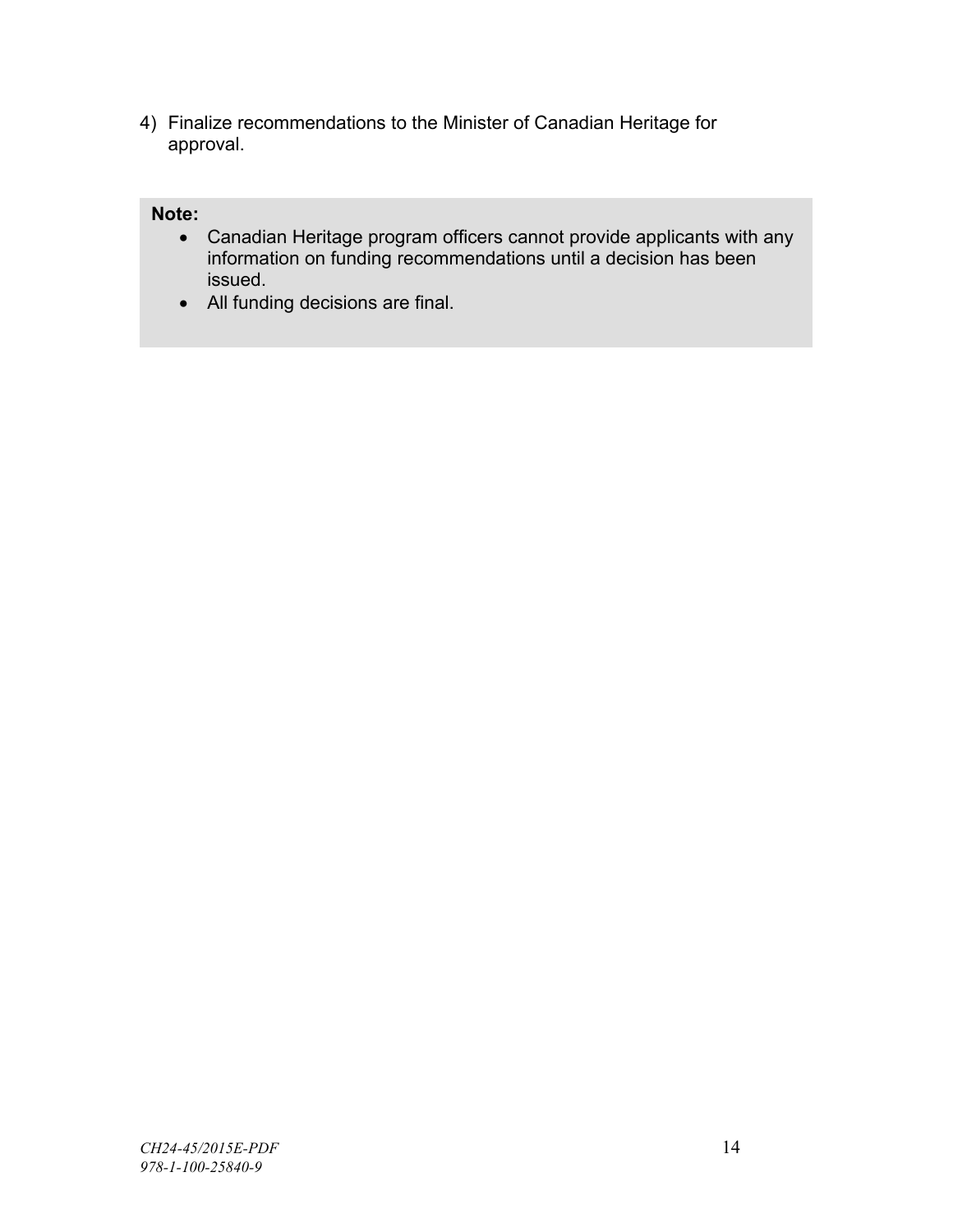4) Finalize recommendations to the Minister of Canadian Heritage for approval.

**Note:**

- Canadian Heritage program officers cannot provide applicants with any information on funding recommendations until a decision has been issued.
- All funding decisions are final.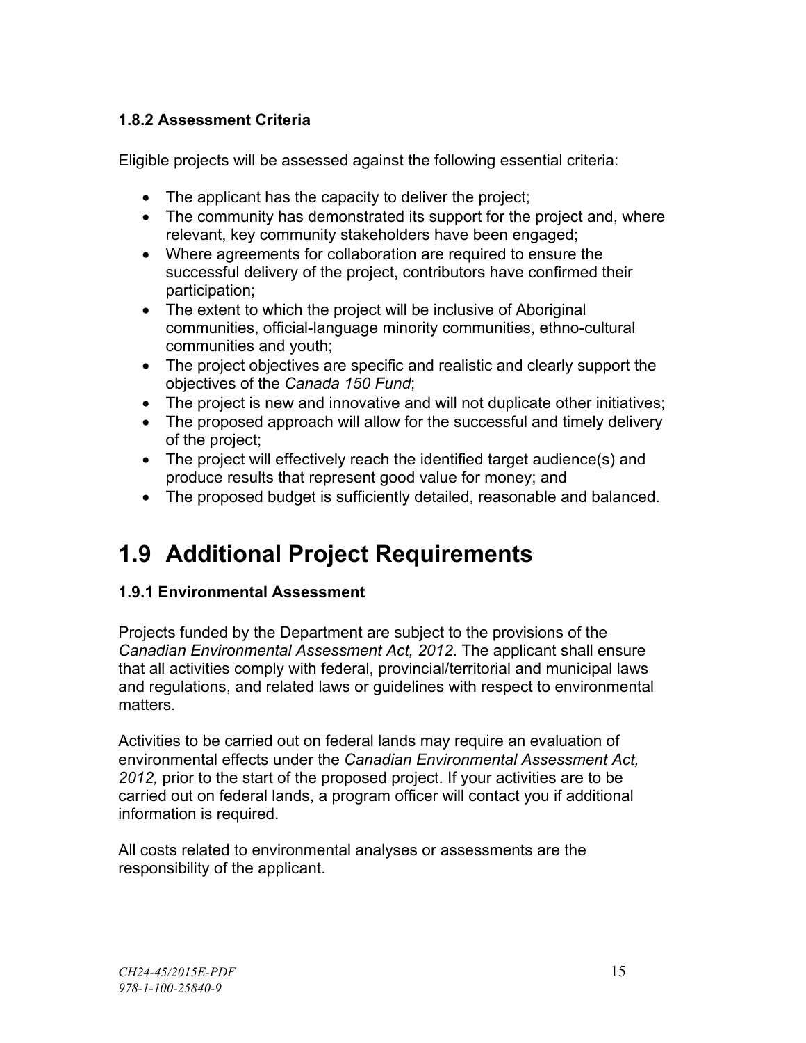### 1.8.2 Assessment Criteria

Eligible projects will be assessed against the following essential criteria:

- The applicant has the capacity to deliver the project;
- The community has demonstrated its support for the project and, where relevant, key community stakeholders have been engaged;
- Where agreements for collaboration are required to ensure the successful delivery of the project, contributors have confirmed their participation;
- The extent to which the project will be inclusive of Aboriginal communities, official-language minority communities, ethno-cultural communities and youth;
- The project objectives are specific and realistic and clearly support the objectives of the *Canada 150 Fund*;
- The project is new and innovative and will not duplicate other initiatives;
- The proposed approach will allow for the successful and timely delivery of the project;
- The project will effectively reach the identified target audience(s) and produce results that represent good value for money; and
- The proposed budget is sufficiently detailed, reasonable and balanced.

## 1.9 Additional Project Requirements

### 1.9.1 Environmental Assessment

Projects funded by the Department are subject to the provisions of the *Canadian Environmental Assessment Act, 2012*. The applicant shall ensure that all activities comply with federal, provincial/territorial and municipal laws and regulations, and related laws or guidelines with respect to environmental matters.

Activities to be carried out on federal lands may require an evaluation of environmental effects under the *Canadian Environmental Assessment Act, 2012,* prior to the start of the proposed project. If your activities are to be carried out on federal lands, a program officer will contact you if additional information is required.

All costs related to environmental analyses or assessments are the responsibility of the applicant.

*CH24-45/2015E-PDF*
*978-1-100-25840-9*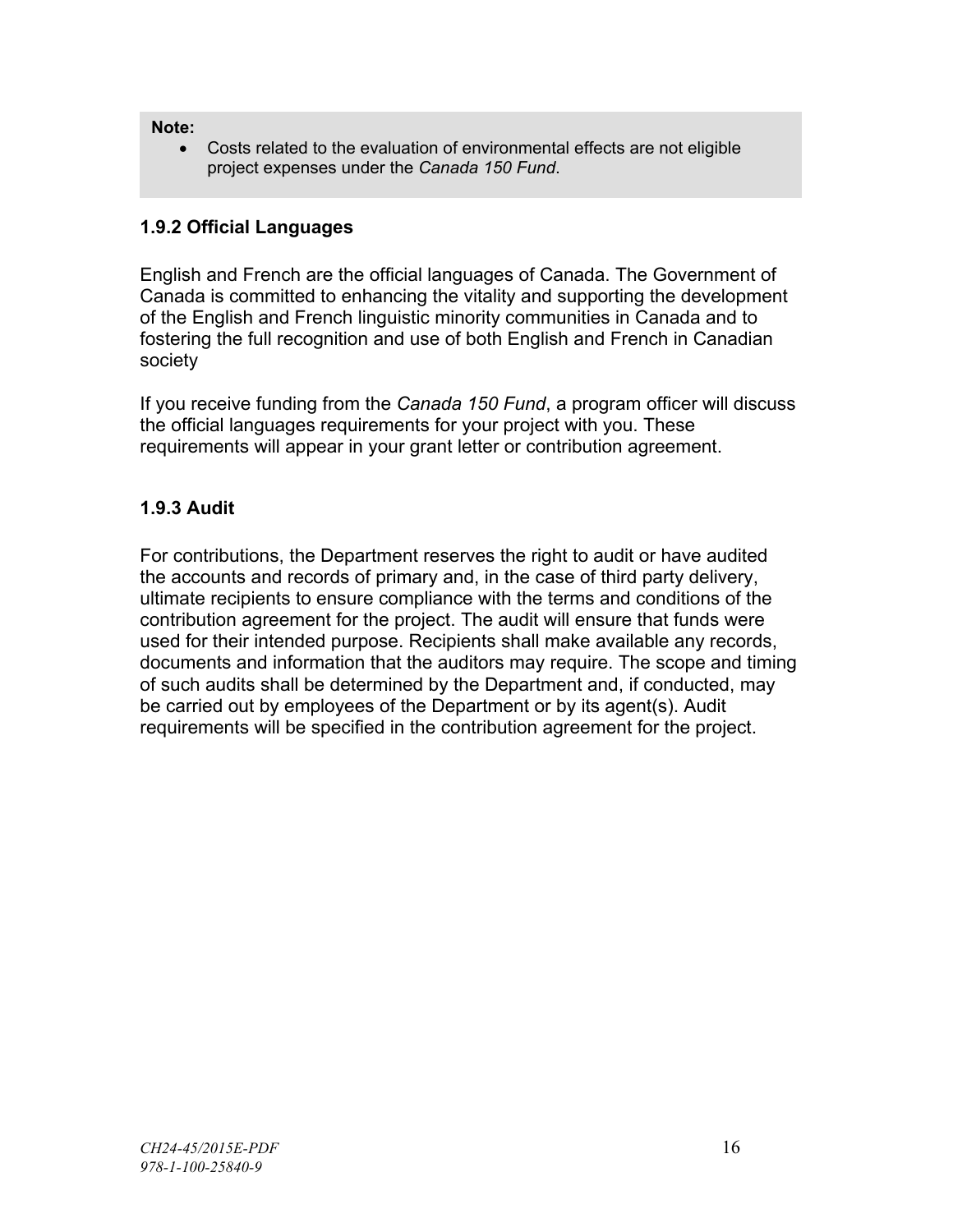**Note:**

- Costs related to the evaluation of environmental effects are not eligible project expenses under the *Canada 150 Fund*.

### 1.9.2 Official Languages

English and French are the official languages of Canada. The Government of Canada is committed to enhancing the vitality and supporting the development of the English and French linguistic minority communities in Canada and to fostering the full recognition and use of both English and French in Canadian society

If you receive funding from the *Canada 150 Fund*, a program officer will discuss the official languages requirements for your project with you. These requirements will appear in your grant letter or contribution agreement.

### 1.9.3 Audit

For contributions, the Department reserves the right to audit or have audited the accounts and records of primary and, in the case of third party delivery, ultimate recipients to ensure compliance with the terms and conditions of the contribution agreement for the project. The audit will ensure that funds were used for their intended purpose. Recipients shall make available any records, documents and information that the auditors may require. The scope and timing of such audits shall be determined by the Department and, if conducted, may be carried out by employees of the Department or by its agent(s). Audit requirements will be specified in the contribution agreement for the project.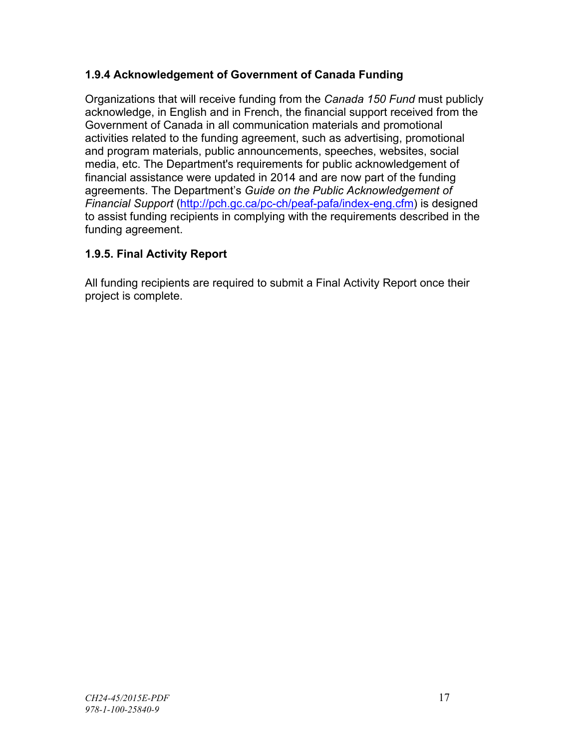### 1.9.4 Acknowledgement of Government of Canada Funding

Organizations that will receive funding from the *Canada 150 Fund* must publicly acknowledge, in English and in French, the financial support received from the Government of Canada in all communication materials and promotional activities related to the funding agreement, such as advertising, promotional and program materials, public announcements, speeches, websites, social media, etc. The Department's requirements for public acknowledgement of financial assistance were updated in 2014 and are now part of the funding agreements. The Department's *Guide on the Public Acknowledgement of Financial Support* ([http://pch.gc.ca/pc-ch/peaf-pafa/index-eng.cfm](http://pch.gc.ca/pc-ch/peaf-pafa/index-eng.cfm)) is designed to assist funding recipients in complying with the requirements described in the funding agreement.

### 1.9.5. Final Activity Report

All funding recipients are required to submit a Final Activity Report once their project is complete.

*CH24-45/2015E-PDF*
*978-1-100-25840-9*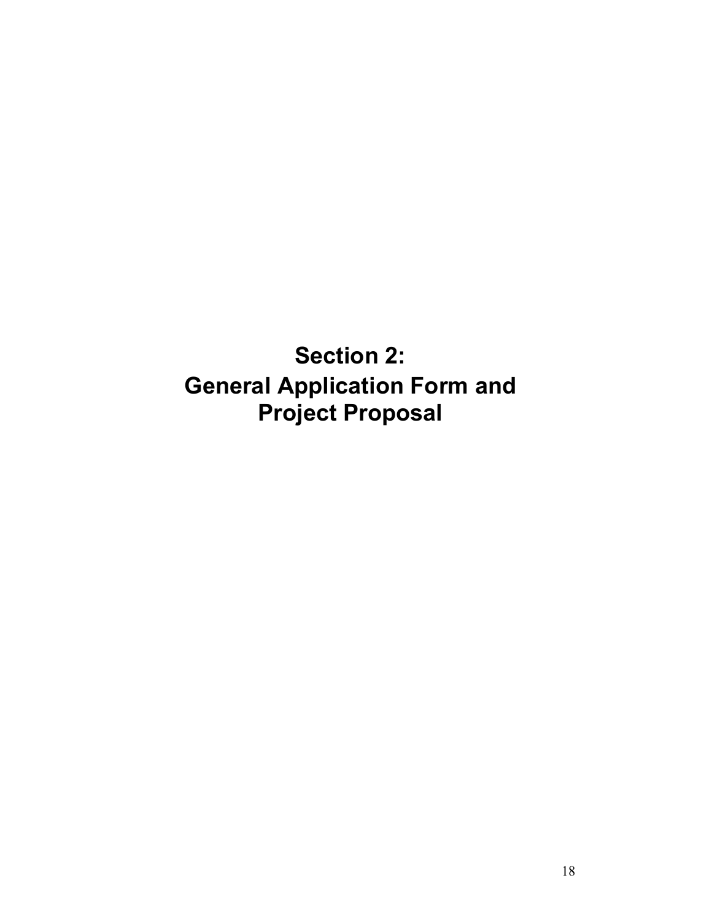# Section 2:
# General Application Form and Project Proposal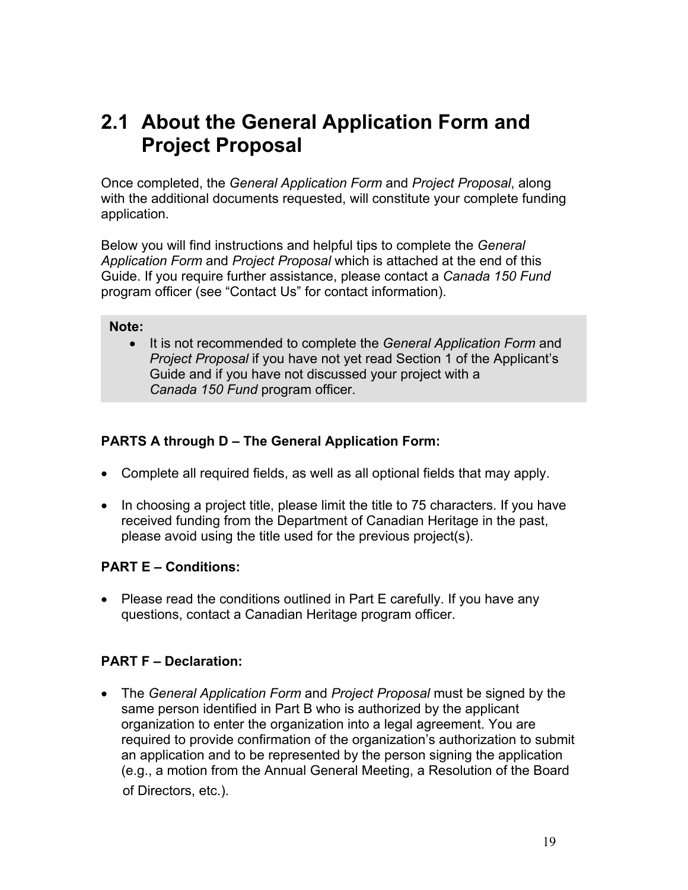## 2.1 About the General Application Form and Project Proposal

Once completed, the *General Application Form* and *Project Proposal*, along with the additional documents requested, will constitute your complete funding application.

Below you will find instructions and helpful tips to complete the *General Application Form* and *Project Proposal* which is attached at the end of this Guide. If you require further assistance, please contact a *Canada 150 Fund* program officer (see "Contact Us" for contact information).

> **Note:**
> - It is not recommended to complete the *General Application Form* and *Project Proposal* if you have not yet read Section 1 of the Applicant's Guide and if you have not discussed your project with a *Canada 150 Fund* program officer.

**PARTS A through D – The General Application Form:**

- Complete all required fields, as well as all optional fields that may apply.
- In choosing a project title, please limit the title to 75 characters. If you have received funding from the Department of Canadian Heritage in the past, please avoid using the title used for the previous project(s).

**PART E – Conditions:**

- Please read the conditions outlined in Part E carefully. If you have any questions, contact a Canadian Heritage program officer.

**PART F – Declaration:**

- The *General Application Form* and *Project Proposal* must be signed by the same person identified in Part B who is authorized by the applicant organization to enter the organization into a legal agreement. You are required to provide confirmation of the organization's authorization to submit an application and to be represented by the person signing the application (e.g., a motion from the Annual General Meeting, a Resolution of the Board of Directors, etc.).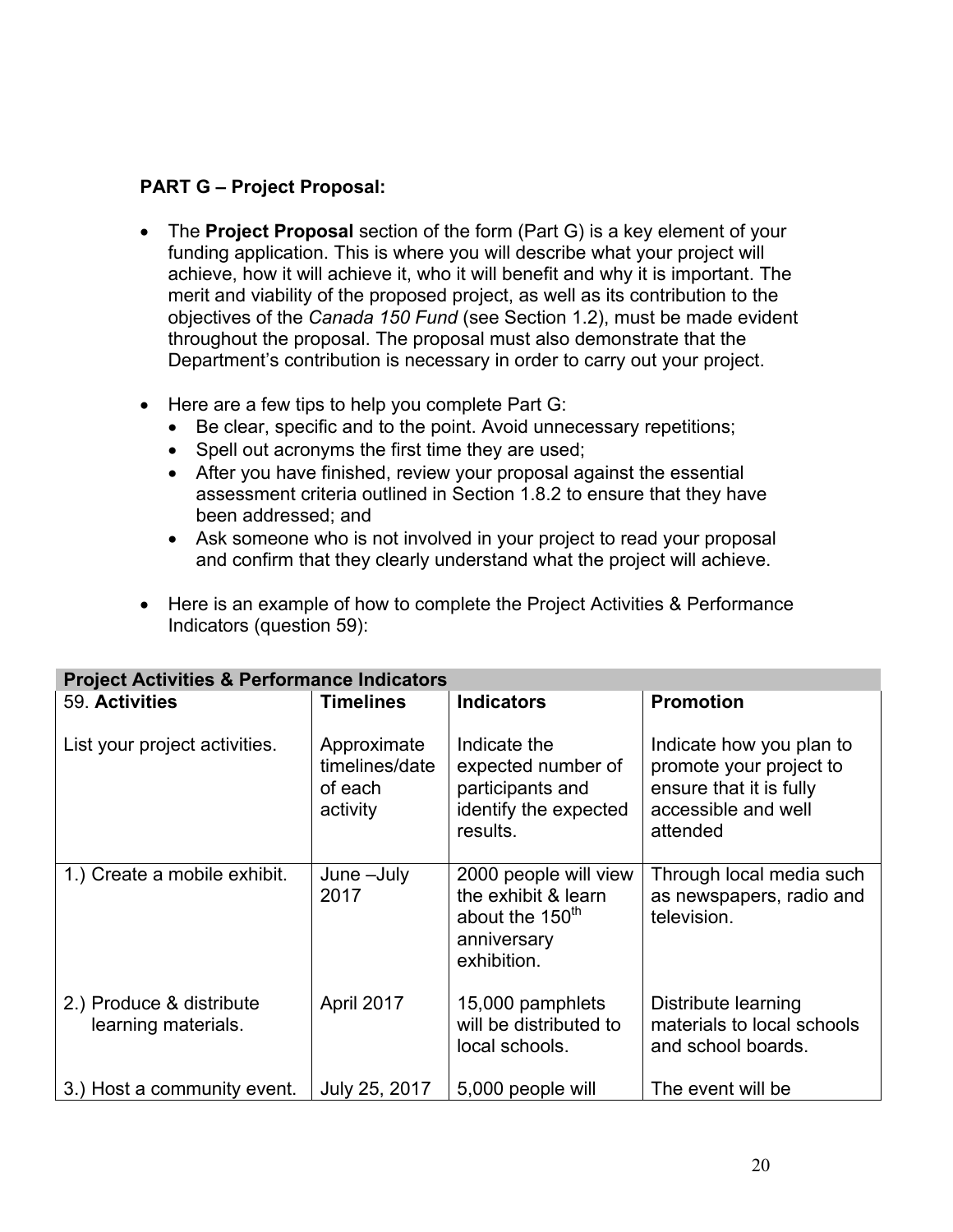**PART G – Project Proposal:**

- The **Project Proposal** section of the form (Part G) is a key element of your funding application. This is where you will describe what your project will achieve, how it will achieve it, who it will benefit and why it is important. The merit and viability of the proposed project, as well as its contribution to the objectives of the *Canada 150 Fund* (see Section 1.2), must be made evident throughout the proposal. The proposal must also demonstrate that the Department's contribution is necessary in order to carry out your project.

- Here are a few tips to help you complete Part G:
  - Be clear, specific and to the point. Avoid unnecessary repetitions;
  - Spell out acronyms the first time they are used;
  - After you have finished, review your proposal against the essential assessment criteria outlined in Section 1.8.2 to ensure that they have been addressed; and
  - Ask someone who is not involved in your project to read your proposal and confirm that they clearly understand what the project will achieve.

- Here is an example of how to complete the Project Activities & Performance Indicators (question 59):

| **Project Activities & Performance Indicators** | | | |
|---|---|---|---|
| 59. **Activities**<br><br>List your project activities. | **Timelines**<br><br>Approximate timelines/date of each activity | **Indicators**<br><br>Indicate the expected number of participants and identify the expected results. | **Promotion**<br><br>Indicate how you plan to promote your project to ensure that it is fully accessible and well attended |
| 1.) Create a mobile exhibit. | June –July 2017 | 2000 people will view the exhibit & learn about the 150th anniversary exhibition. | Through local media such as newspapers, radio and television. |
| 2.) Produce & distribute learning materials. | April 2017 | 15,000 pamphlets will be distributed to local schools. | Distribute learning materials to local schools and school boards. |
| 3.) Host a community event. | July 25, 2017 | 5,000 people will | The event will be |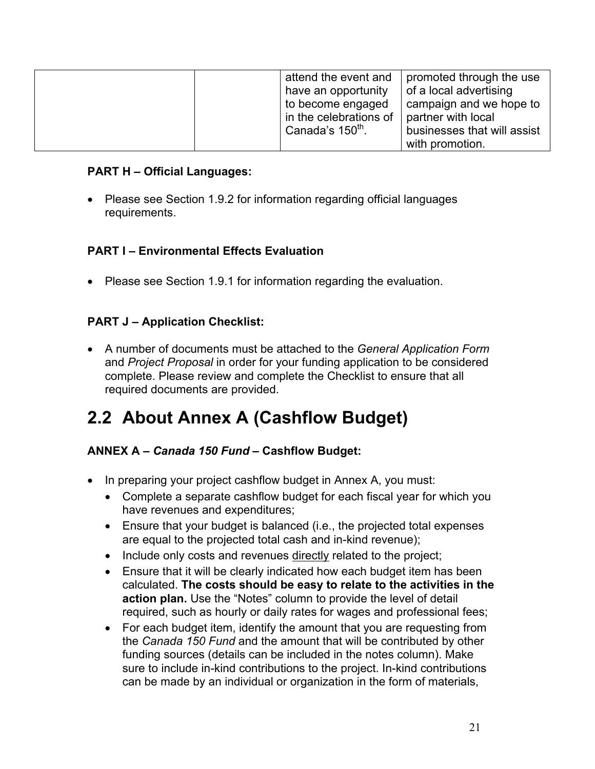| | | attend the event and have an opportunity to become engaged in the celebrations of Canada's 150th. | promoted through the use of a local advertising campaign and we hope to partner with local businesses that will assist with promotion. |
|---|---|---|---|

**PART H – Official Languages:**

- Please see Section 1.9.2 for information regarding official languages requirements.

**PART I – Environmental Effects Evaluation**

- Please see Section 1.9.1 for information regarding the evaluation.

**PART J – Application Checklist:**

- A number of documents must be attached to the *General Application Form* and *Project Proposal* in order for your funding application to be considered complete. Please review and complete the Checklist to ensure that all required documents are provided.

## 2.2 About Annex A (Cashflow Budget)

**ANNEX A – *Canada 150 Fund* – Cashflow Budget:**

- In preparing your project cashflow budget in Annex A, you must:
  - Complete a separate cashflow budget for each fiscal year for which you have revenues and expenditures;
  - Ensure that your budget is balanced (i.e., the projected total expenses are equal to the projected total cash and in-kind revenue);
  - Include only costs and revenues directly related to the project;
  - Ensure that it will be clearly indicated how each budget item has been calculated. **The costs should be easy to relate to the activities in the action plan.** Use the "Notes" column to provide the level of detail required, such as hourly or daily rates for wages and professional fees;
  - For each budget item, identify the amount that you are requesting from the *Canada 150 Fund* and the amount that will be contributed by other funding sources (details can be included in the notes column). Make sure to include in-kind contributions to the project. In-kind contributions can be made by an individual or organization in the form of materials,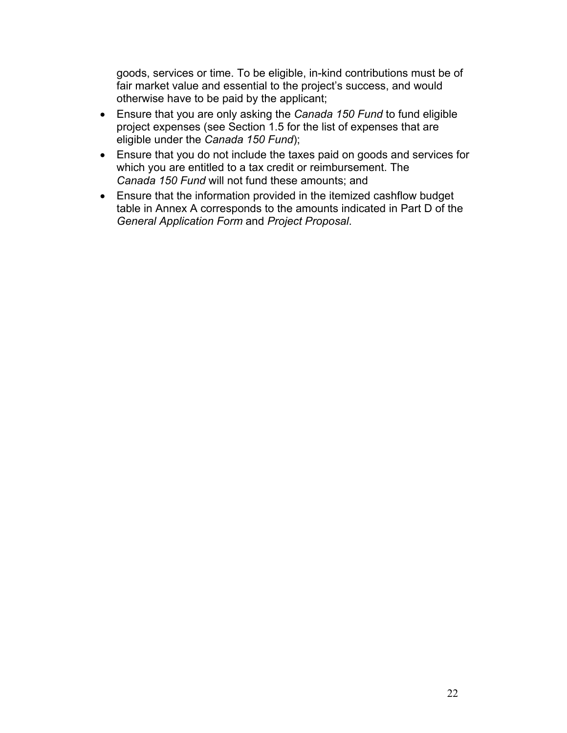goods, services or time. To be eligible, in-kind contributions must be of fair market value and essential to the project's success, and would otherwise have to be paid by the applicant;

- Ensure that you are only asking the *Canada 150 Fund* to fund eligible project expenses (see Section 1.5 for the list of expenses that are eligible under the *Canada 150 Fund*);
- Ensure that you do not include the taxes paid on goods and services for which you are entitled to a tax credit or reimbursement. The *Canada 150 Fund* will not fund these amounts; and
- Ensure that the information provided in the itemized cashflow budget table in Annex A corresponds to the amounts indicated in Part D of the *General Application Form* and *Project Proposal*.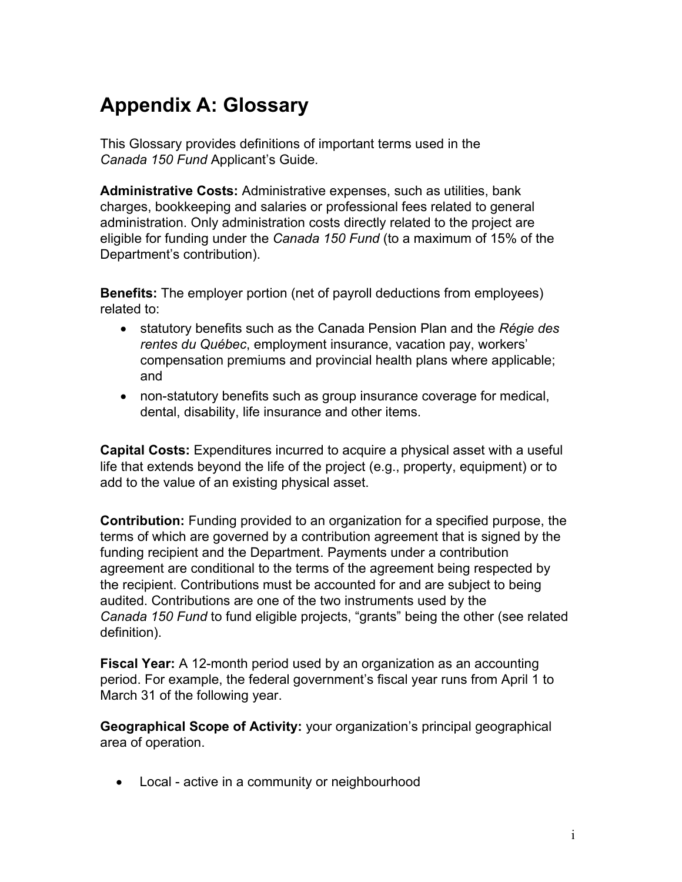# Appendix A: Glossary

This Glossary provides definitions of important terms used in the *Canada 150 Fund* Applicant's Guide.

**Administrative Costs:** Administrative expenses, such as utilities, bank charges, bookkeeping and salaries or professional fees related to general administration. Only administration costs directly related to the project are eligible for funding under the *Canada 150 Fund* (to a maximum of 15% of the Department's contribution).

**Benefits:** The employer portion (net of payroll deductions from employees) related to:

- statutory benefits such as the Canada Pension Plan and the *Régie des rentes du Québec*, employment insurance, vacation pay, workers' compensation premiums and provincial health plans where applicable; and
- non-statutory benefits such as group insurance coverage for medical, dental, disability, life insurance and other items.

**Capital Costs:** Expenditures incurred to acquire a physical asset with a useful life that extends beyond the life of the project (e.g., property, equipment) or to add to the value of an existing physical asset.

**Contribution:** Funding provided to an organization for a specified purpose, the terms of which are governed by a contribution agreement that is signed by the funding recipient and the Department. Payments under a contribution agreement are conditional to the terms of the agreement being respected by the recipient. Contributions must be accounted for and are subject to being audited. Contributions are one of the two instruments used by the *Canada 150 Fund* to fund eligible projects, "grants" being the other (see related definition).

**Fiscal Year:** A 12-month period used by an organization as an accounting period. For example, the federal government's fiscal year runs from April 1 to March 31 of the following year.

**Geographical Scope of Activity:** your organization's principal geographical area of operation.

- Local - active in a community or neighbourhood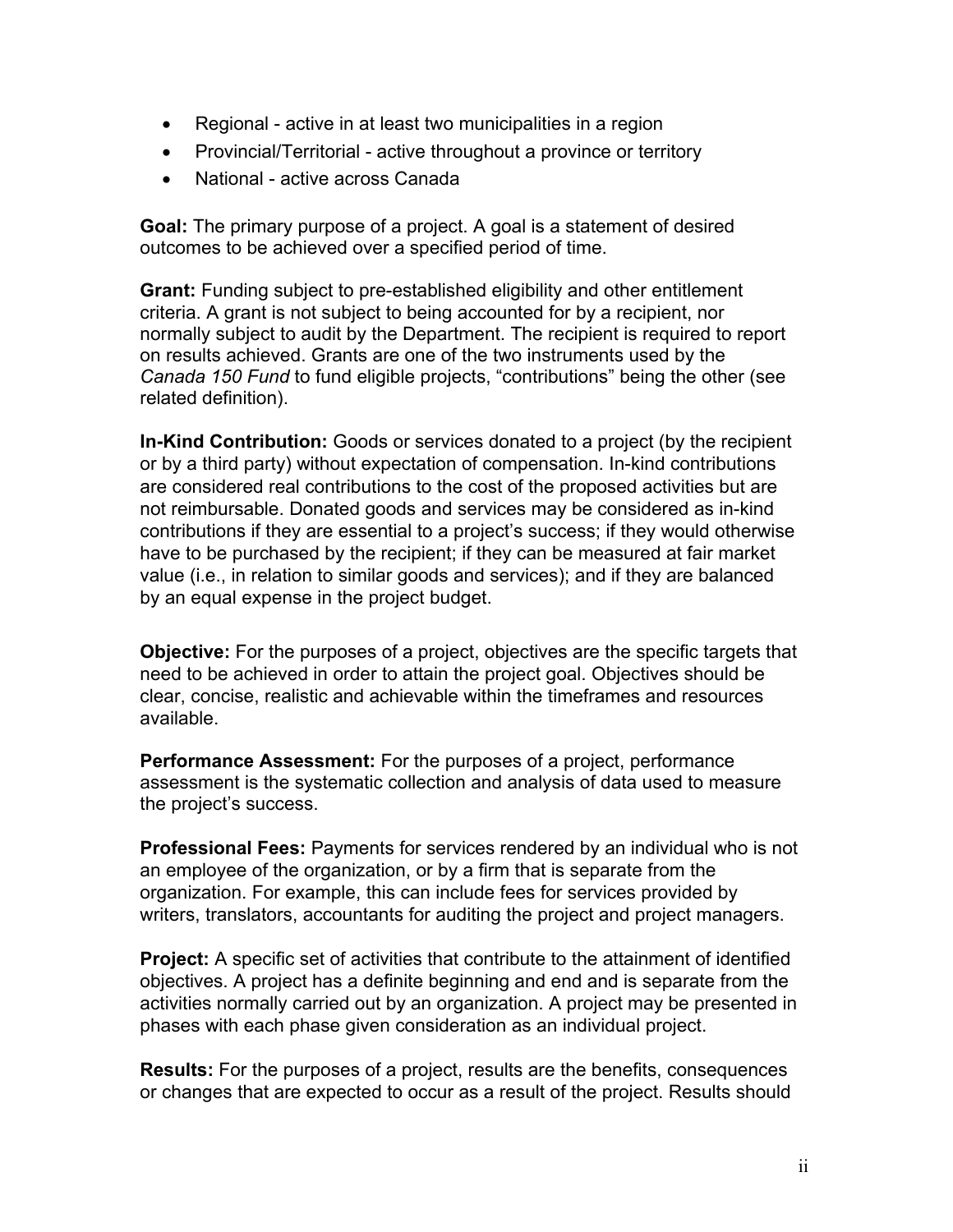- Regional - active in at least two municipalities in a region
- Provincial/Territorial - active throughout a province or territory
- National - active across Canada

**Goal:** The primary purpose of a project. A goal is a statement of desired outcomes to be achieved over a specified period of time.

**Grant:** Funding subject to pre-established eligibility and other entitlement criteria. A grant is not subject to being accounted for by a recipient, nor normally subject to audit by the Department. The recipient is required to report on results achieved. Grants are one of the two instruments used by the *Canada 150 Fund* to fund eligible projects, "contributions" being the other (see related definition).

**In-Kind Contribution:** Goods or services donated to a project (by the recipient or by a third party) without expectation of compensation. In-kind contributions are considered real contributions to the cost of the proposed activities but are not reimbursable. Donated goods and services may be considered as in-kind contributions if they are essential to a project's success; if they would otherwise have to be purchased by the recipient; if they can be measured at fair market value (i.e., in relation to similar goods and services); and if they are balanced by an equal expense in the project budget.

**Objective:** For the purposes of a project, objectives are the specific targets that need to be achieved in order to attain the project goal. Objectives should be clear, concise, realistic and achievable within the timeframes and resources available.

**Performance Assessment:** For the purposes of a project, performance assessment is the systematic collection and analysis of data used to measure the project's success.

**Professional Fees:** Payments for services rendered by an individual who is not an employee of the organization, or by a firm that is separate from the organization. For example, this can include fees for services provided by writers, translators, accountants for auditing the project and project managers.

**Project:** A specific set of activities that contribute to the attainment of identified objectives. A project has a definite beginning and end and is separate from the activities normally carried out by an organization. A project may be presented in phases with each phase given consideration as an individual project.

**Results:** For the purposes of a project, results are the benefits, consequences or changes that are expected to occur as a result of the project. Results should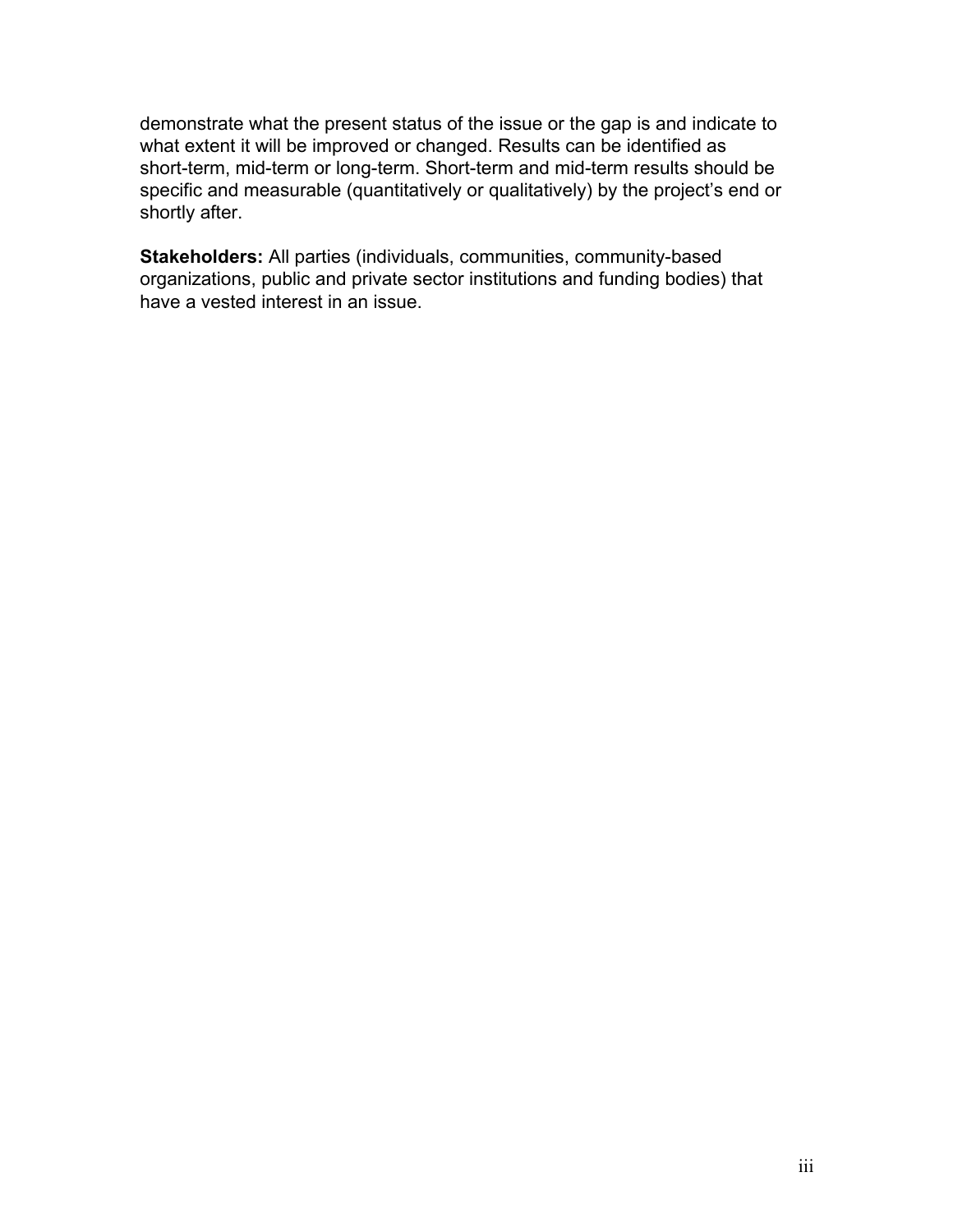demonstrate what the present status of the issue or the gap is and indicate to what extent it will be improved or changed. Results can be identified as short-term, mid-term or long-term. Short-term and mid-term results should be specific and measurable (quantitatively or qualitatively) by the project's end or shortly after.

**Stakeholders:** All parties (individuals, communities, community-based organizations, public and private sector institutions and funding bodies) that have a vested interest in an issue.